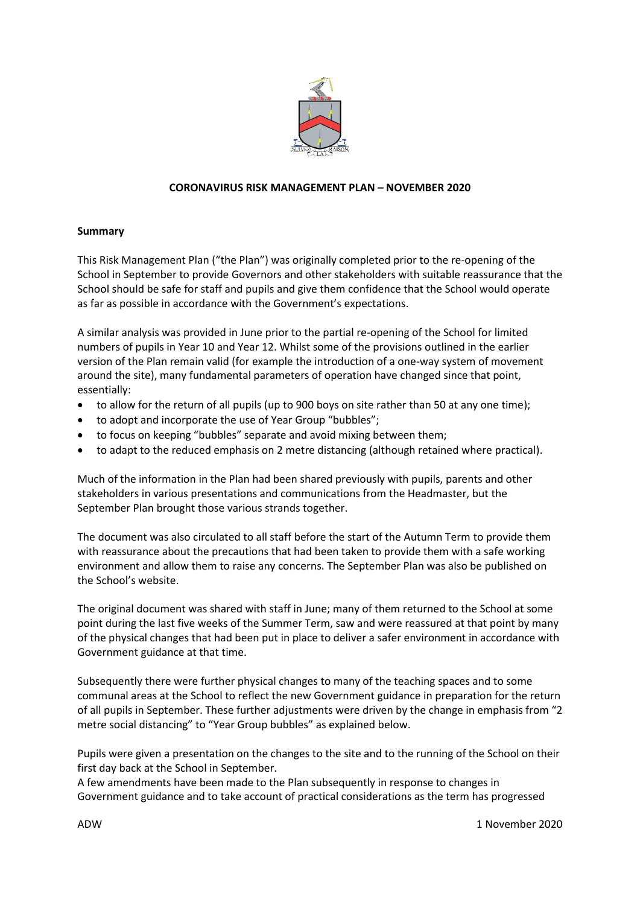**CORONAVIRUS RISK MANAGEMENT PLAN – NOVEMBER 2020**

**Summary**

This Risk Management Plan ("the Plan") was originally completed prior to the re-opening of the School in September to provide Governors and other stakeholders with suitable reassurance that the School should be safe for staff and pupils and give them confidence that the School would operate as far as possible in accordance with the Government's expectations.

A similar analysis was provided in June prior to the partial re-opening of the School for limited numbers of pupils in Year 10 and Year 12. Whilst some of the provisions outlined in the earlier version of the Plan remain valid (for example the introduction of a one-way system of movement around the site), many fundamental parameters of operation have changed since that point, essentially:

- to allow for the return of all pupils (up to 900 boys on site rather than 50 at any one time);
- to adopt and incorporate the use of Year Group "bubbles";
- to focus on keeping "bubbles" separate and avoid mixing between them;
- to adapt to the reduced emphasis on 2 metre distancing (although retained where practical).

Much of the information in the Plan had been shared previously with pupils, parents and other stakeholders in various presentations and communications from the Headmaster, but the September Plan brought those various strands together.

The document was also circulated to all staff before the start of the Autumn Term to provide them with reassurance about the precautions that had been taken to provide them with a safe working environment and allow them to raise any concerns. The September Plan was also be published on the School's website.

The original document was shared with staff in June; many of them returned to the School at some point during the last five weeks of the Summer Term, saw and were reassured at that point by many of the physical changes that had been put in place to deliver a safer environment in accordance with Government guidance at that time.

Subsequently there were further physical changes to many of the teaching spaces and to some communal areas at the School to reflect the new Government guidance in preparation for the return of all pupils in September. These further adjustments were driven by the change in emphasis from "2 metre social distancing" to "Year Group bubbles" as explained below.

Pupils were given a presentation on the changes to the site and to the running of the School on their first day back at the School in September.

A few amendments have been made to the Plan subsequently in response to changes in Government guidance and to take account of practical considerations as the term has progressed

ADW 1 November 2020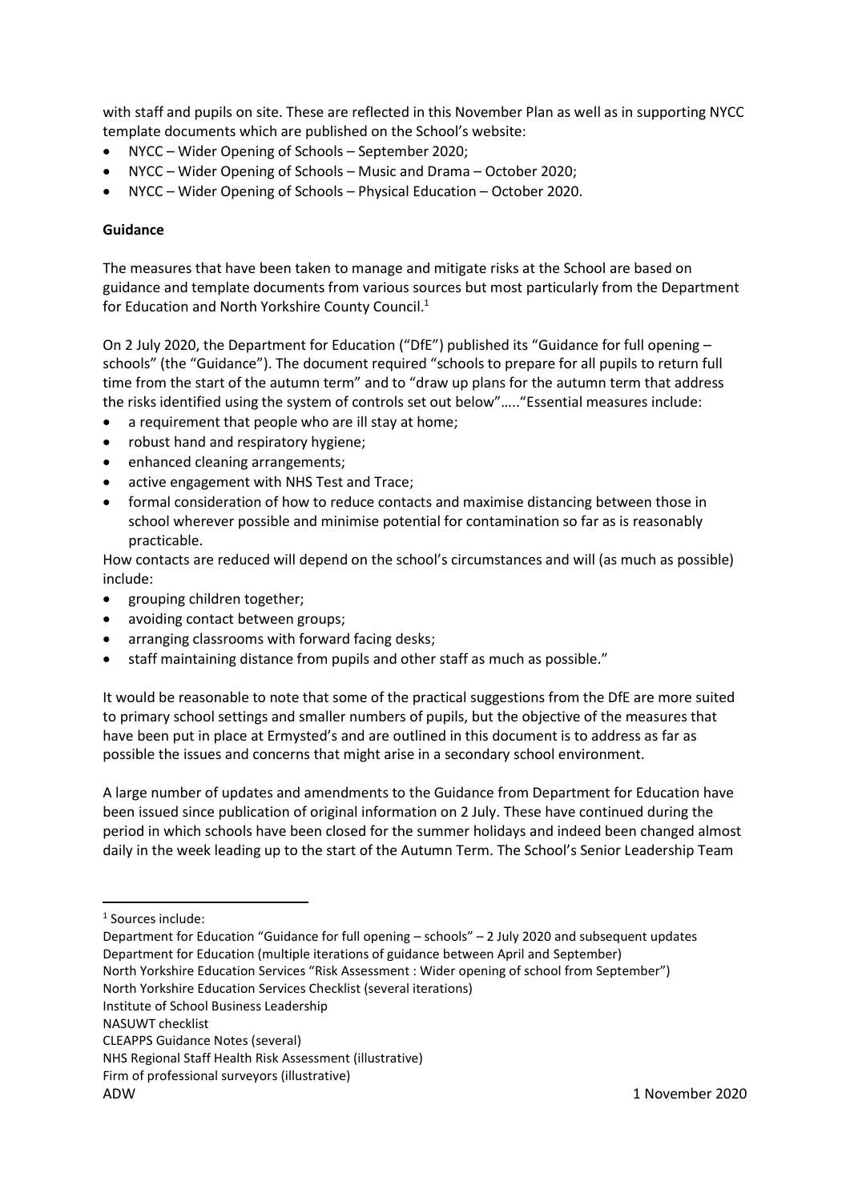with staff and pupils on site. These are reflected in this November Plan as well as in supporting NYCC template documents which are published on the School's website:

- NYCC – Wider Opening of Schools – September 2020;
- NYCC – Wider Opening of Schools – Music and Drama – October 2020;
- NYCC – Wider Opening of Schools – Physical Education – October 2020.

**Guidance**

The measures that have been taken to manage and mitigate risks at the School are based on guidance and template documents from various sources but most particularly from the Department for Education and North Yorkshire County Council.[1]

On 2 July 2020, the Department for Education ("DfE") published its "Guidance for full opening – schools" (the "Guidance"). The document required "schools to prepare for all pupils to return full time from the start of the autumn term" and to "draw up plans for the autumn term that address the risks identified using the system of controls set out below"….."Essential measures include:

- a requirement that people who are ill stay at home;
- robust hand and respiratory hygiene;
- enhanced cleaning arrangements;
- active engagement with NHS Test and Trace;
- formal consideration of how to reduce contacts and maximise distancing between those in school wherever possible and minimise potential for contamination so far as is reasonably practicable.

How contacts are reduced will depend on the school's circumstances and will (as much as possible) include:

- grouping children together;
- avoiding contact between groups;
- arranging classrooms with forward facing desks;
- staff maintaining distance from pupils and other staff as much as possible."

It would be reasonable to note that some of the practical suggestions from the DfE are more suited to primary school settings and smaller numbers of pupils, but the objective of the measures that have been put in place at Ermysted's and are outlined in this document is to address as far as possible the issues and concerns that might arise in a secondary school environment.

A large number of updates and amendments to the Guidance from Department for Education have been issued since publication of original information on 2 July. These have continued during the period in which schools have been closed for the summer holidays and indeed been changed almost daily in the week leading up to the start of the Autumn Term. The School's Senior Leadership Team

---

[1] Sources include:
Department for Education "Guidance for full opening – schools" – 2 July 2020 and subsequent updates
Department for Education (multiple iterations of guidance between April and September)
North Yorkshire Education Services "Risk Assessment : Wider opening of school from September")
North Yorkshire Education Services Checklist (several iterations)
Institute of School Business Leadership
NASUWT checklist
CLEAPPS Guidance Notes (several)
NHS Regional Staff Health Risk Assessment (illustrative)
Firm of professional surveyors (illustrative)

ADW 1 November 2020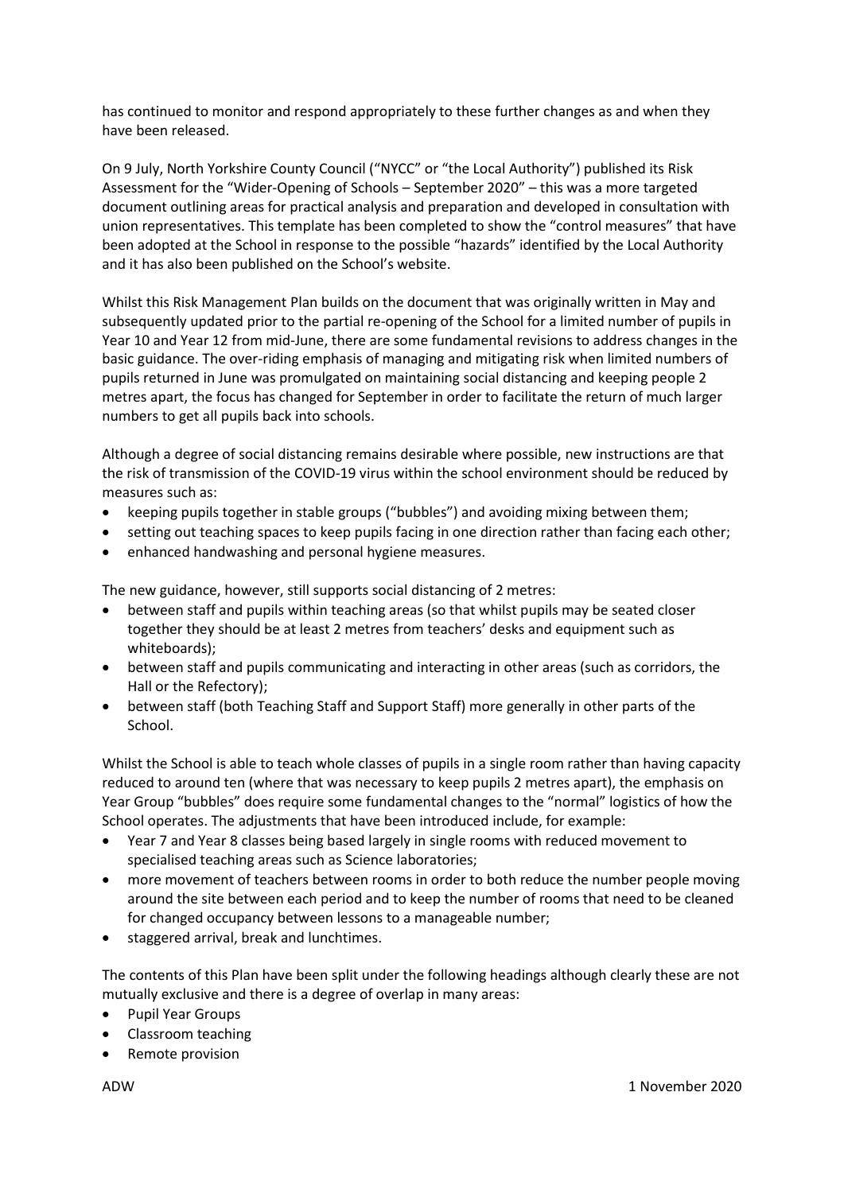has continued to monitor and respond appropriately to these further changes as and when they have been released.

On 9 July, North Yorkshire County Council ("NYCC" or "the Local Authority") published its Risk Assessment for the "Wider-Opening of Schools – September 2020" – this was a more targeted document outlining areas for practical analysis and preparation and developed in consultation with union representatives. This template has been completed to show the "control measures" that have been adopted at the School in response to the possible "hazards" identified by the Local Authority and it has also been published on the School's website.

Whilst this Risk Management Plan builds on the document that was originally written in May and subsequently updated prior to the partial re-opening of the School for a limited number of pupils in Year 10 and Year 12 from mid-June, there are some fundamental revisions to address changes in the basic guidance. The over-riding emphasis of managing and mitigating risk when limited numbers of pupils returned in June was promulgated on maintaining social distancing and keeping people 2 metres apart, the focus has changed for September in order to facilitate the return of much larger numbers to get all pupils back into schools.

Although a degree of social distancing remains desirable where possible, new instructions are that the risk of transmission of the COVID-19 virus within the school environment should be reduced by measures such as:

- keeping pupils together in stable groups ("bubbles") and avoiding mixing between them;
- setting out teaching spaces to keep pupils facing in one direction rather than facing each other;
- enhanced handwashing and personal hygiene measures.

The new guidance, however, still supports social distancing of 2 metres:

- between staff and pupils within teaching areas (so that whilst pupils may be seated closer together they should be at least 2 metres from teachers' desks and equipment such as whiteboards);
- between staff and pupils communicating and interacting in other areas (such as corridors, the Hall or the Refectory);
- between staff (both Teaching Staff and Support Staff) more generally in other parts of the School.

Whilst the School is able to teach whole classes of pupils in a single room rather than having capacity reduced to around ten (where that was necessary to keep pupils 2 metres apart), the emphasis on Year Group "bubbles" does require some fundamental changes to the "normal" logistics of how the School operates. The adjustments that have been introduced include, for example:

- Year 7 and Year 8 classes being based largely in single rooms with reduced movement to specialised teaching areas such as Science laboratories;
- more movement of teachers between rooms in order to both reduce the number people moving around the site between each period and to keep the number of rooms that need to be cleaned for changed occupancy between lessons to a manageable number;
- staggered arrival, break and lunchtimes.

The contents of this Plan have been split under the following headings although clearly these are not mutually exclusive and there is a degree of overlap in many areas:

- Pupil Year Groups
- Classroom teaching
- Remote provision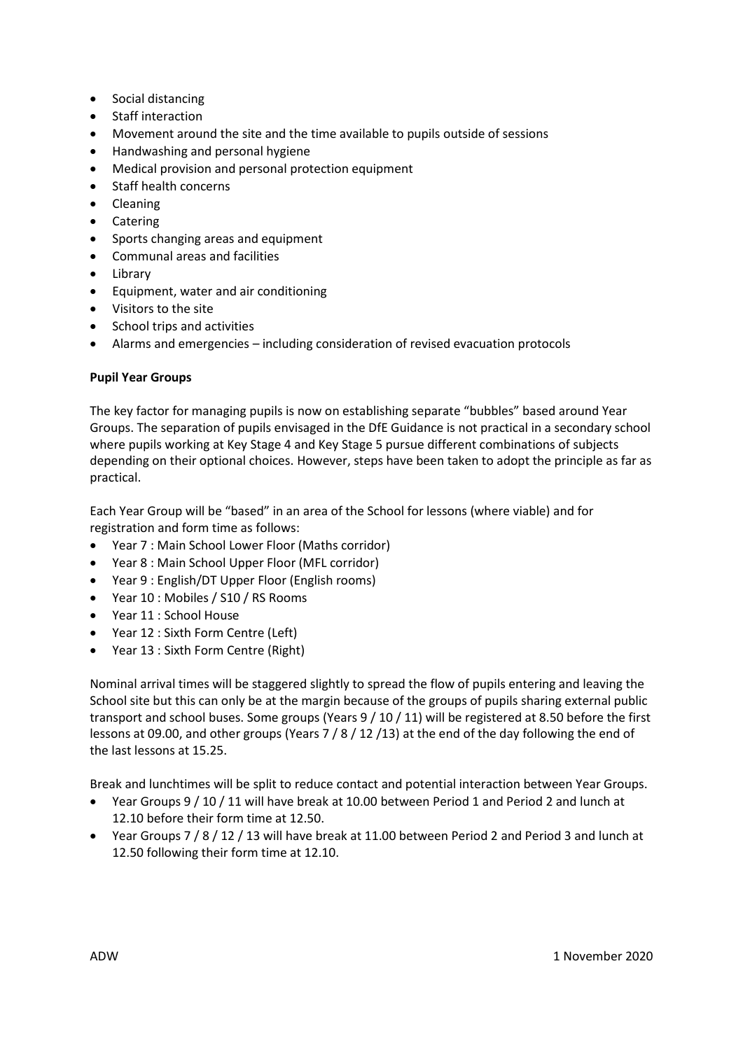- Social distancing
- Staff interaction
- Movement around the site and the time available to pupils outside of sessions
- Handwashing and personal hygiene
- Medical provision and personal protection equipment
- Staff health concerns
- Cleaning
- Catering
- Sports changing areas and equipment
- Communal areas and facilities
- Library
- Equipment, water and air conditioning
- Visitors to the site
- School trips and activities
- Alarms and emergencies – including consideration of revised evacuation protocols

**Pupil Year Groups**

The key factor for managing pupils is now on establishing separate "bubbles" based around Year Groups. The separation of pupils envisaged in the DfE Guidance is not practical in a secondary school where pupils working at Key Stage 4 and Key Stage 5 pursue different combinations of subjects depending on their optional choices. However, steps have been taken to adopt the principle as far as practical.

Each Year Group will be "based" in an area of the School for lessons (where viable) and for registration and form time as follows:

- Year 7 : Main School Lower Floor (Maths corridor)
- Year 8 : Main School Upper Floor (MFL corridor)
- Year 9 : English/DT Upper Floor (English rooms)
- Year 10 : Mobiles / S10 / RS Rooms
- Year 11 : School House
- Year 12 : Sixth Form Centre (Left)
- Year 13 : Sixth Form Centre (Right)

Nominal arrival times will be staggered slightly to spread the flow of pupils entering and leaving the School site but this can only be at the margin because of the groups of pupils sharing external public transport and school buses. Some groups (Years 9 / 10 / 11) will be registered at 8.50 before the first lessons at 09.00, and other groups (Years 7 / 8 / 12 /13) at the end of the day following the end of the last lessons at 15.25.

Break and lunchtimes will be split to reduce contact and potential interaction between Year Groups.

- Year Groups 9 / 10 / 11 will have break at 10.00 between Period 1 and Period 2 and lunch at 12.10 before their form time at 12.50.
- Year Groups 7 / 8 / 12 / 13 will have break at 11.00 between Period 2 and Period 3 and lunch at 12.50 following their form time at 12.10.

ADW 1 November 2020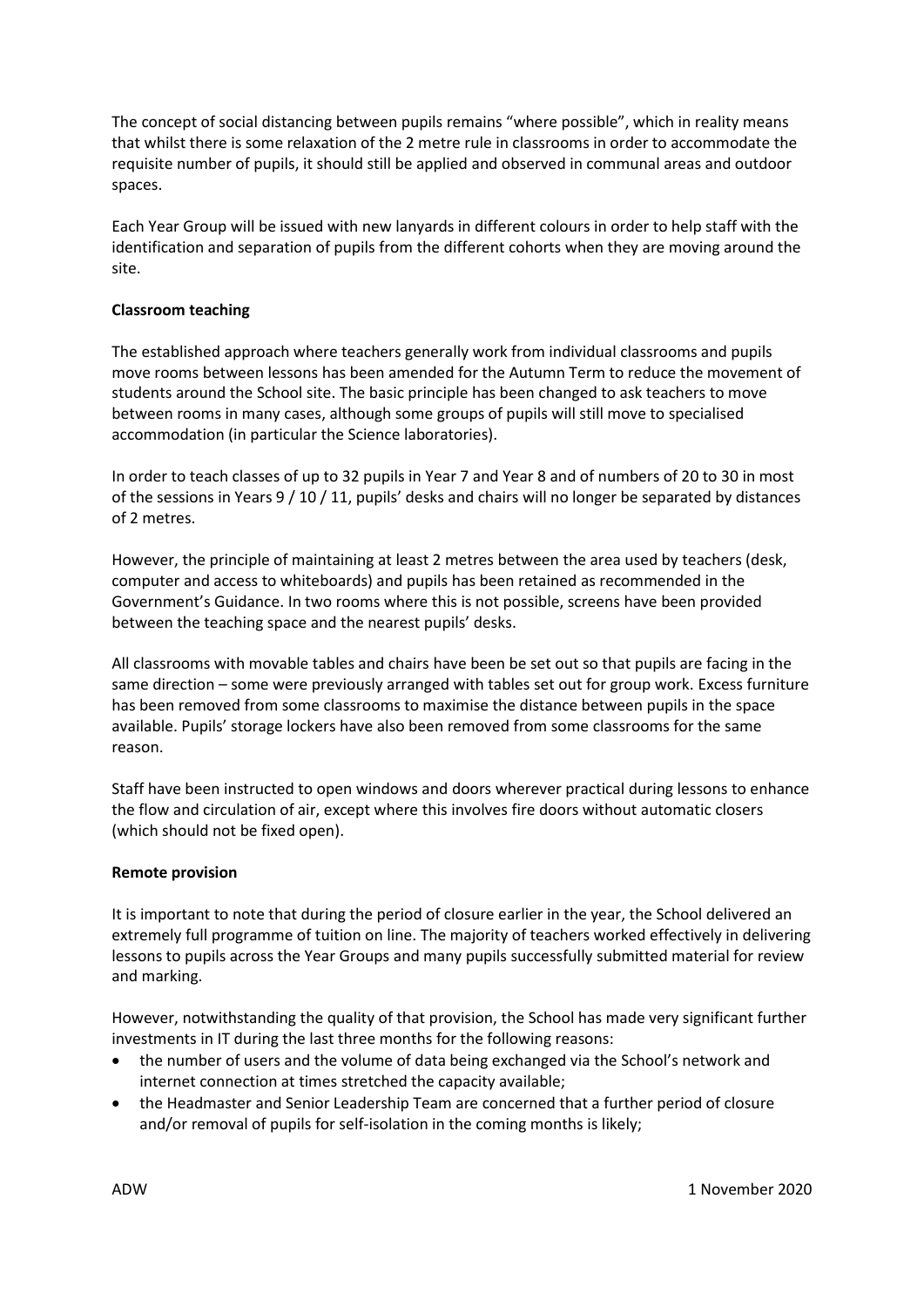The concept of social distancing between pupils remains "where possible", which in reality means that whilst there is some relaxation of the 2 metre rule in classrooms in order to accommodate the requisite number of pupils, it should still be applied and observed in communal areas and outdoor spaces.

Each Year Group will be issued with new lanyards in different colours in order to help staff with the identification and separation of pupils from the different cohorts when they are moving around the site.

**Classroom teaching**

The established approach where teachers generally work from individual classrooms and pupils move rooms between lessons has been amended for the Autumn Term to reduce the movement of students around the School site. The basic principle has been changed to ask teachers to move between rooms in many cases, although some groups of pupils will still move to specialised accommodation (in particular the Science laboratories).

In order to teach classes of up to 32 pupils in Year 7 and Year 8 and of numbers of 20 to 30 in most of the sessions in Years 9 / 10 / 11, pupils' desks and chairs will no longer be separated by distances of 2 metres.

However, the principle of maintaining at least 2 metres between the area used by teachers (desk, computer and access to whiteboards) and pupils has been retained as recommended in the Government's Guidance. In two rooms where this is not possible, screens have been provided between the teaching space and the nearest pupils' desks.

All classrooms with movable tables and chairs have been be set out so that pupils are facing in the same direction – some were previously arranged with tables set out for group work. Excess furniture has been removed from some classrooms to maximise the distance between pupils in the space available. Pupils' storage lockers have also been removed from some classrooms for the same reason.

Staff have been instructed to open windows and doors wherever practical during lessons to enhance the flow and circulation of air, except where this involves fire doors without automatic closers (which should not be fixed open).

**Remote provision**

It is important to note that during the period of closure earlier in the year, the School delivered an extremely full programme of tuition on line. The majority of teachers worked effectively in delivering lessons to pupils across the Year Groups and many pupils successfully submitted material for review and marking.

However, notwithstanding the quality of that provision, the School has made very significant further investments in IT during the last three months for the following reasons:

- the number of users and the volume of data being exchanged via the School's network and internet connection at times stretched the capacity available;
- the Headmaster and Senior Leadership Team are concerned that a further period of closure and/or removal of pupils for self-isolation in the coming months is likely;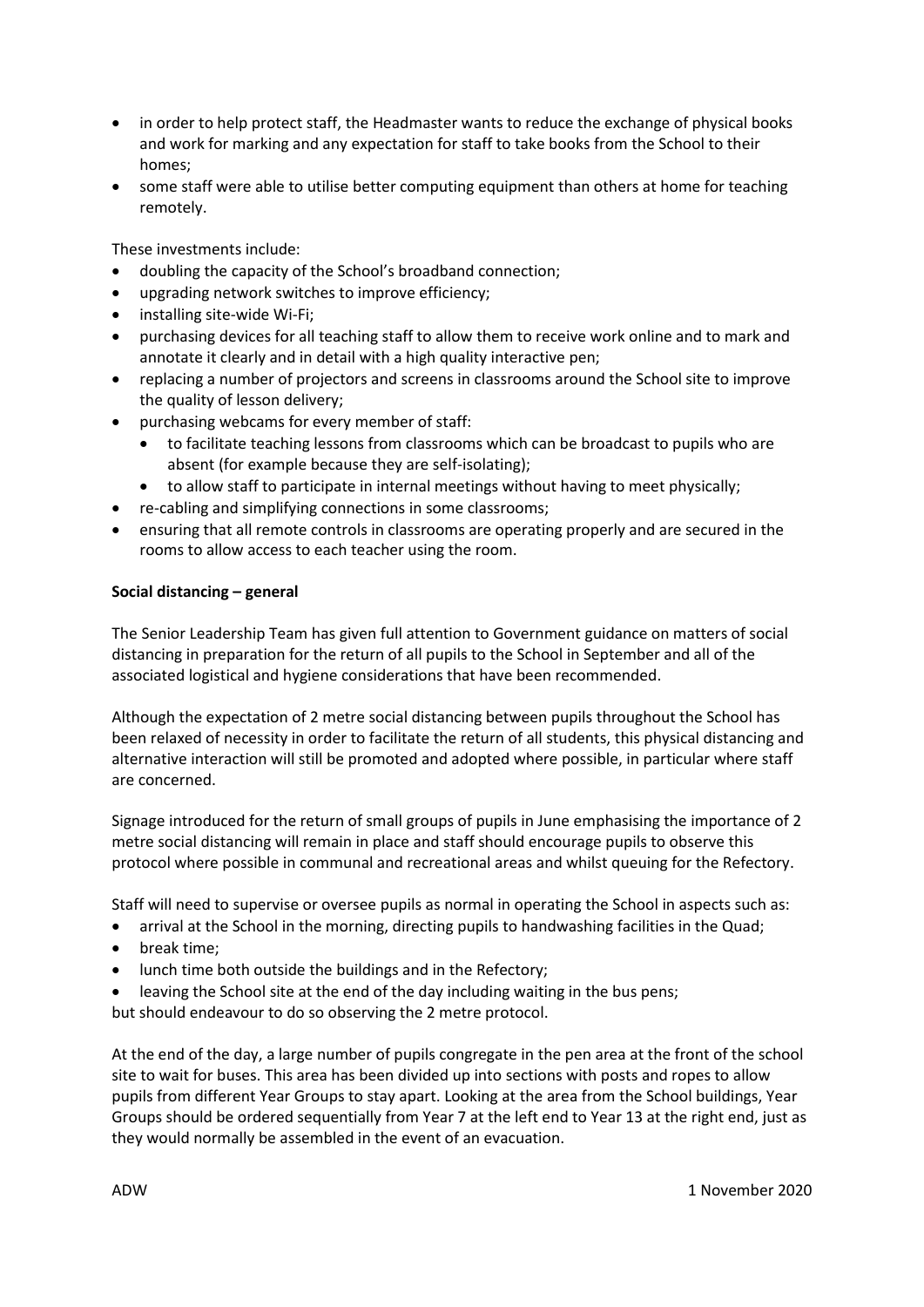- in order to help protect staff, the Headmaster wants to reduce the exchange of physical books and work for marking and any expectation for staff to take books from the School to their homes;
- some staff were able to utilise better computing equipment than others at home for teaching remotely.

These investments include:

- doubling the capacity of the School's broadband connection;
- upgrading network switches to improve efficiency;
- installing site-wide Wi-Fi;
- purchasing devices for all teaching staff to allow them to receive work online and to mark and annotate it clearly and in detail with a high quality interactive pen;
- replacing a number of projectors and screens in classrooms around the School site to improve the quality of lesson delivery;
- purchasing webcams for every member of staff:
  - to facilitate teaching lessons from classrooms which can be broadcast to pupils who are absent (for example because they are self-isolating);
  - to allow staff to participate in internal meetings without having to meet physically;
- re-cabling and simplifying connections in some classrooms;
- ensuring that all remote controls in classrooms are operating properly and are secured in the rooms to allow access to each teacher using the room.

**Social distancing – general**

The Senior Leadership Team has given full attention to Government guidance on matters of social distancing in preparation for the return of all pupils to the School in September and all of the associated logistical and hygiene considerations that have been recommended.

Although the expectation of 2 metre social distancing between pupils throughout the School has been relaxed of necessity in order to facilitate the return of all students, this physical distancing and alternative interaction will still be promoted and adopted where possible, in particular where staff are concerned.

Signage introduced for the return of small groups of pupils in June emphasising the importance of 2 metre social distancing will remain in place and staff should encourage pupils to observe this protocol where possible in communal and recreational areas and whilst queuing for the Refectory.

Staff will need to supervise or oversee pupils as normal in operating the School in aspects such as:

- arrival at the School in the morning, directing pupils to handwashing facilities in the Quad;
- break time;
- lunch time both outside the buildings and in the Refectory;
- leaving the School site at the end of the day including waiting in the bus pens;

but should endeavour to do so observing the 2 metre protocol.

At the end of the day, a large number of pupils congregate in the pen area at the front of the school site to wait for buses. This area has been divided up into sections with posts and ropes to allow pupils from different Year Groups to stay apart. Looking at the area from the School buildings, Year Groups should be ordered sequentially from Year 7 at the left end to Year 13 at the right end, just as they would normally be assembled in the event of an evacuation.

ADW 1 November 2020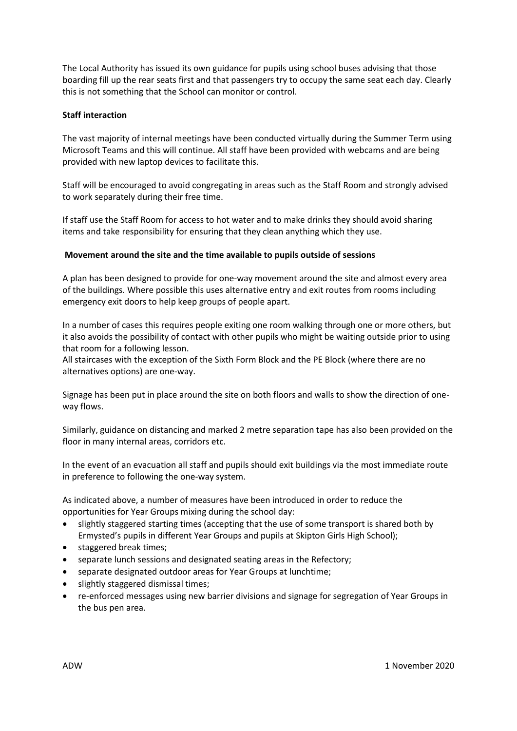The Local Authority has issued its own guidance for pupils using school buses advising that those boarding fill up the rear seats first and that passengers try to occupy the same seat each day. Clearly this is not something that the School can monitor or control.

**Staff interaction**

The vast majority of internal meetings have been conducted virtually during the Summer Term using Microsoft Teams and this will continue. All staff have been provided with webcams and are being provided with new laptop devices to facilitate this.

Staff will be encouraged to avoid congregating in areas such as the Staff Room and strongly advised to work separately during their free time.

If staff use the Staff Room for access to hot water and to make drinks they should avoid sharing items and take responsibility for ensuring that they clean anything which they use.

**Movement around the site and the time available to pupils outside of sessions**

A plan has been designed to provide for one-way movement around the site and almost every area of the buildings. Where possible this uses alternative entry and exit routes from rooms including emergency exit doors to help keep groups of people apart.

In a number of cases this requires people exiting one room walking through one or more others, but it also avoids the possibility of contact with other pupils who might be waiting outside prior to using that room for a following lesson.
All staircases with the exception of the Sixth Form Block and the PE Block (where there are no alternatives options) are one-way.

Signage has been put in place around the site on both floors and walls to show the direction of one-way flows.

Similarly, guidance on distancing and marked 2 metre separation tape has also been provided on the floor in many internal areas, corridors etc.

In the event of an evacuation all staff and pupils should exit buildings via the most immediate route in preference to following the one-way system.

As indicated above, a number of measures have been introduced in order to reduce the opportunities for Year Groups mixing during the school day:

- slightly staggered starting times (accepting that the use of some transport is shared both by Ermysted's pupils in different Year Groups and pupils at Skipton Girls High School);
- staggered break times;
- separate lunch sessions and designated seating areas in the Refectory;
- separate designated outdoor areas for Year Groups at lunchtime;
- slightly staggered dismissal times;
- re-enforced messages using new barrier divisions and signage for segregation of Year Groups in the bus pen area.

ADW 1 November 2020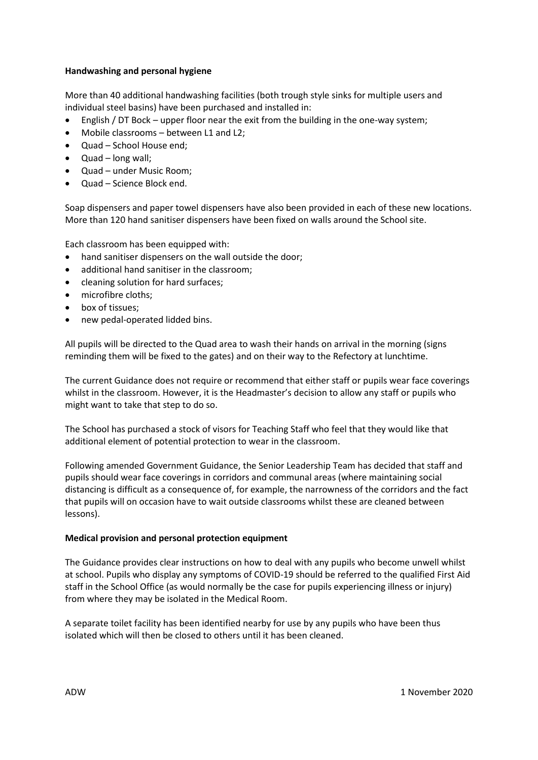**Handwashing and personal hygiene**

More than 40 additional handwashing facilities (both trough style sinks for multiple users and individual steel basins) have been purchased and installed in:

- English / DT Bock – upper floor near the exit from the building in the one-way system;
- Mobile classrooms – between L1 and L2;
- Quad – School House end;
- Quad – long wall;
- Quad – under Music Room;
- Quad – Science Block end.

Soap dispensers and paper towel dispensers have also been provided in each of these new locations. More than 120 hand sanitiser dispensers have been fixed on walls around the School site.

Each classroom has been equipped with:

- hand sanitiser dispensers on the wall outside the door;
- additional hand sanitiser in the classroom;
- cleaning solution for hard surfaces;
- microfibre cloths;
- box of tissues;
- new pedal-operated lidded bins.

All pupils will be directed to the Quad area to wash their hands on arrival in the morning (signs reminding them will be fixed to the gates) and on their way to the Refectory at lunchtime.

The current Guidance does not require or recommend that either staff or pupils wear face coverings whilst in the classroom. However, it is the Headmaster's decision to allow any staff or pupils who might want to take that step to do so.

The School has purchased a stock of visors for Teaching Staff who feel that they would like that additional element of potential protection to wear in the classroom.

Following amended Government Guidance, the Senior Leadership Team has decided that staff and pupils should wear face coverings in corridors and communal areas (where maintaining social distancing is difficult as a consequence of, for example, the narrowness of the corridors and the fact that pupils will on occasion have to wait outside classrooms whilst these are cleaned between lessons).

**Medical provision and personal protection equipment**

The Guidance provides clear instructions on how to deal with any pupils who become unwell whilst at school. Pupils who display any symptoms of COVID-19 should be referred to the qualified First Aid staff in the School Office (as would normally be the case for pupils experiencing illness or injury) from where they may be isolated in the Medical Room.

A separate toilet facility has been identified nearby for use by any pupils who have been thus isolated which will then be closed to others until it has been cleaned.

ADW 1 November 2020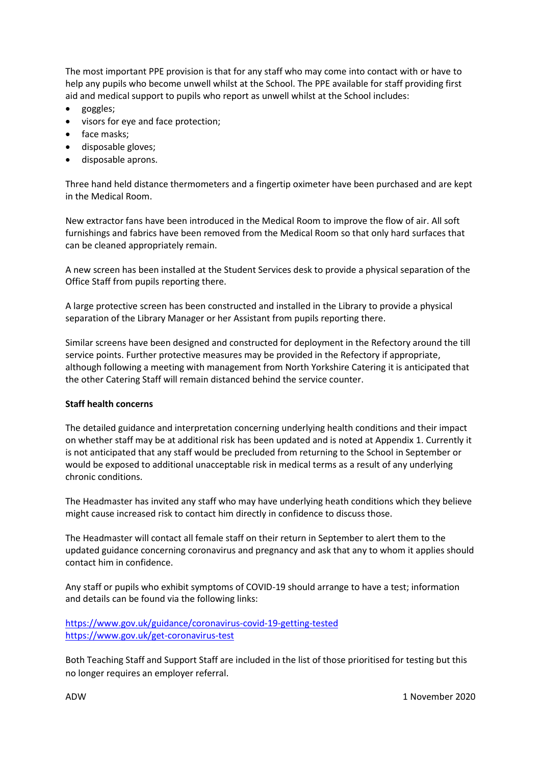The most important PPE provision is that for any staff who may come into contact with or have to help any pupils who become unwell whilst at the School. The PPE available for staff providing first aid and medical support to pupils who report as unwell whilst at the School includes:

- goggles;
- visors for eye and face protection;
- face masks;
- disposable gloves;
- disposable aprons.

Three hand held distance thermometers and a fingertip oximeter have been purchased and are kept in the Medical Room.

New extractor fans have been introduced in the Medical Room to improve the flow of air. All soft furnishings and fabrics have been removed from the Medical Room so that only hard surfaces that can be cleaned appropriately remain.

A new screen has been installed at the Student Services desk to provide a physical separation of the Office Staff from pupils reporting there.

A large protective screen has been constructed and installed in the Library to provide a physical separation of the Library Manager or her Assistant from pupils reporting there.

Similar screens have been designed and constructed for deployment in the Refectory around the till service points. Further protective measures may be provided in the Refectory if appropriate, although following a meeting with management from North Yorkshire Catering it is anticipated that the other Catering Staff will remain distanced behind the service counter.

**Staff health concerns**

The detailed guidance and interpretation concerning underlying health conditions and their impact on whether staff may be at additional risk has been updated and is noted at Appendix 1. Currently it is not anticipated that any staff would be precluded from returning to the School in September or would be exposed to additional unacceptable risk in medical terms as a result of any underlying chronic conditions.

The Headmaster has invited any staff who may have underlying heath conditions which they believe might cause increased risk to contact him directly in confidence to discuss those.

The Headmaster will contact all female staff on their return in September to alert them to the updated guidance concerning coronavirus and pregnancy and ask that any to whom it applies should contact him in confidence.

Any staff or pupils who exhibit symptoms of COVID-19 should arrange to have a test; information and details can be found via the following links:

https://www.gov.uk/guidance/coronavirus-covid-19-getting-tested
https://www.gov.uk/get-coronavirus-test

Both Teaching Staff and Support Staff are included in the list of those prioritised for testing but this no longer requires an employer referral.

ADW 1 November 2020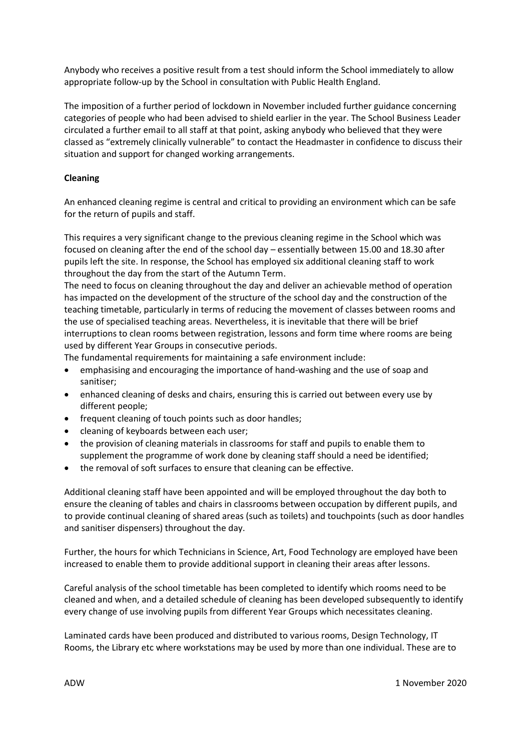Anybody who receives a positive result from a test should inform the School immediately to allow appropriate follow-up by the School in consultation with Public Health England.

The imposition of a further period of lockdown in November included further guidance concerning categories of people who had been advised to shield earlier in the year. The School Business Leader circulated a further email to all staff at that point, asking anybody who believed that they were classed as "extremely clinically vulnerable" to contact the Headmaster in confidence to discuss their situation and support for changed working arrangements.

**Cleaning**

An enhanced cleaning regime is central and critical to providing an environment which can be safe for the return of pupils and staff.

This requires a very significant change to the previous cleaning regime in the School which was focused on cleaning after the end of the school day – essentially between 15.00 and 18.30 after pupils left the site. In response, the School has employed six additional cleaning staff to work throughout the day from the start of the Autumn Term.

The need to focus on cleaning throughout the day and deliver an achievable method of operation has impacted on the development of the structure of the school day and the construction of the teaching timetable, particularly in terms of reducing the movement of classes between rooms and the use of specialised teaching areas. Nevertheless, it is inevitable that there will be brief interruptions to clean rooms between registration, lessons and form time where rooms are being used by different Year Groups in consecutive periods.

The fundamental requirements for maintaining a safe environment include:

- emphasising and encouraging the importance of hand-washing and the use of soap and sanitiser;
- enhanced cleaning of desks and chairs, ensuring this is carried out between every use by different people;
- frequent cleaning of touch points such as door handles;
- cleaning of keyboards between each user;
- the provision of cleaning materials in classrooms for staff and pupils to enable them to supplement the programme of work done by cleaning staff should a need be identified;
- the removal of soft surfaces to ensure that cleaning can be effective.

Additional cleaning staff have been appointed and will be employed throughout the day both to ensure the cleaning of tables and chairs in classrooms between occupation by different pupils, and to provide continual cleaning of shared areas (such as toilets) and touchpoints (such as door handles and sanitiser dispensers) throughout the day.

Further, the hours for which Technicians in Science, Art, Food Technology are employed have been increased to enable them to provide additional support in cleaning their areas after lessons.

Careful analysis of the school timetable has been completed to identify which rooms need to be cleaned and when, and a detailed schedule of cleaning has been developed subsequently to identify every change of use involving pupils from different Year Groups which necessitates cleaning.

Laminated cards have been produced and distributed to various rooms, Design Technology, IT Rooms, the Library etc where workstations may be used by more than one individual. These are to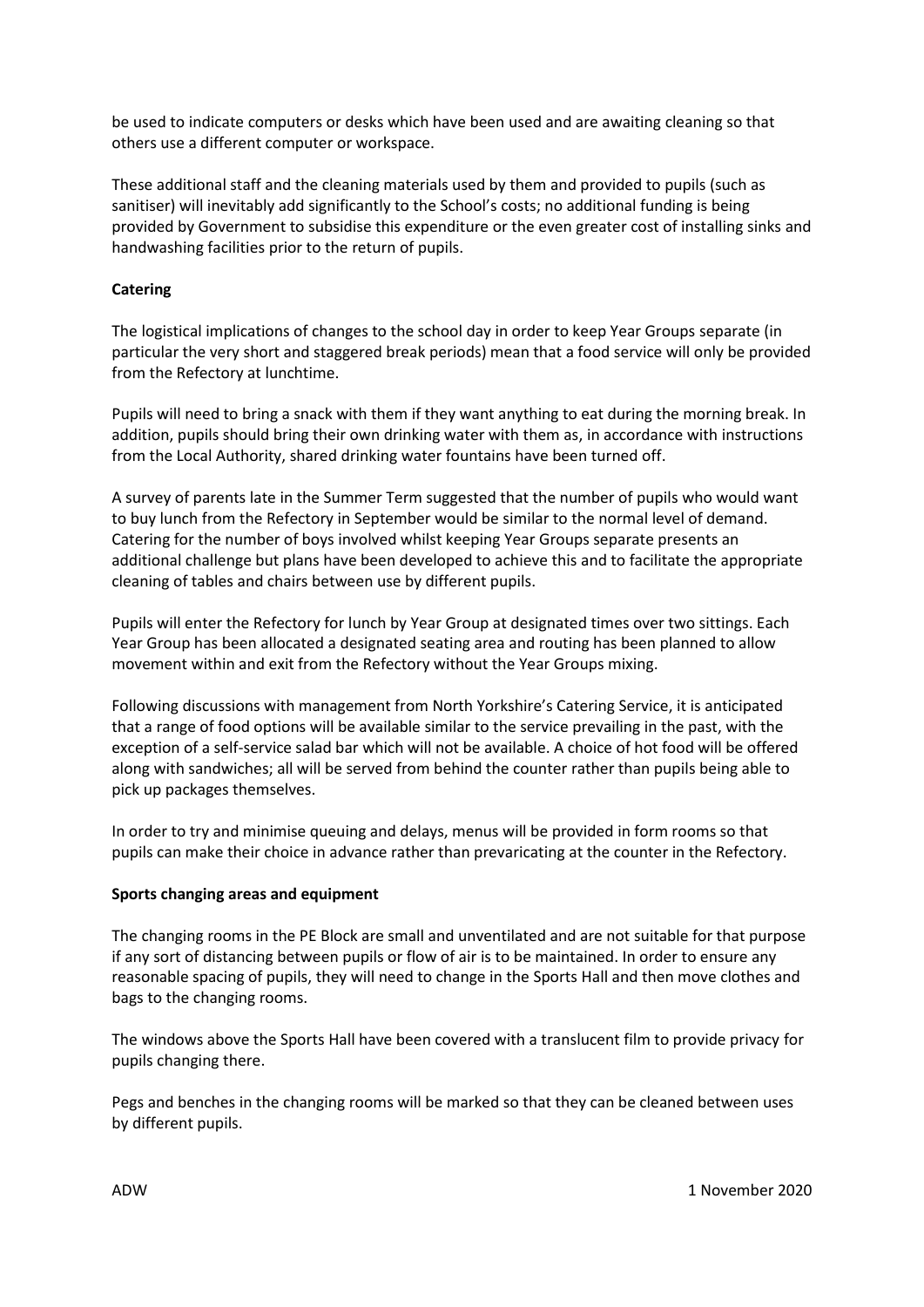be used to indicate computers or desks which have been used and are awaiting cleaning so that others use a different computer or workspace.

These additional staff and the cleaning materials used by them and provided to pupils (such as sanitiser) will inevitably add significantly to the School's costs; no additional funding is being provided by Government to subsidise this expenditure or the even greater cost of installing sinks and handwashing facilities prior to the return of pupils.

**Catering**

The logistical implications of changes to the school day in order to keep Year Groups separate (in particular the very short and staggered break periods) mean that a food service will only be provided from the Refectory at lunchtime.

Pupils will need to bring a snack with them if they want anything to eat during the morning break. In addition, pupils should bring their own drinking water with them as, in accordance with instructions from the Local Authority, shared drinking water fountains have been turned off.

A survey of parents late in the Summer Term suggested that the number of pupils who would want to buy lunch from the Refectory in September would be similar to the normal level of demand. Catering for the number of boys involved whilst keeping Year Groups separate presents an additional challenge but plans have been developed to achieve this and to facilitate the appropriate cleaning of tables and chairs between use by different pupils.

Pupils will enter the Refectory for lunch by Year Group at designated times over two sittings. Each Year Group has been allocated a designated seating area and routing has been planned to allow movement within and exit from the Refectory without the Year Groups mixing.

Following discussions with management from North Yorkshire's Catering Service, it is anticipated that a range of food options will be available similar to the service prevailing in the past, with the exception of a self-service salad bar which will not be available. A choice of hot food will be offered along with sandwiches; all will be served from behind the counter rather than pupils being able to pick up packages themselves.

In order to try and minimise queuing and delays, menus will be provided in form rooms so that pupils can make their choice in advance rather than prevaricating at the counter in the Refectory.

**Sports changing areas and equipment**

The changing rooms in the PE Block are small and unventilated and are not suitable for that purpose if any sort of distancing between pupils or flow of air is to be maintained. In order to ensure any reasonable spacing of pupils, they will need to change in the Sports Hall and then move clothes and bags to the changing rooms.

The windows above the Sports Hall have been covered with a translucent film to provide privacy for pupils changing there.

Pegs and benches in the changing rooms will be marked so that they can be cleaned between uses by different pupils.

ADW 1 November 2020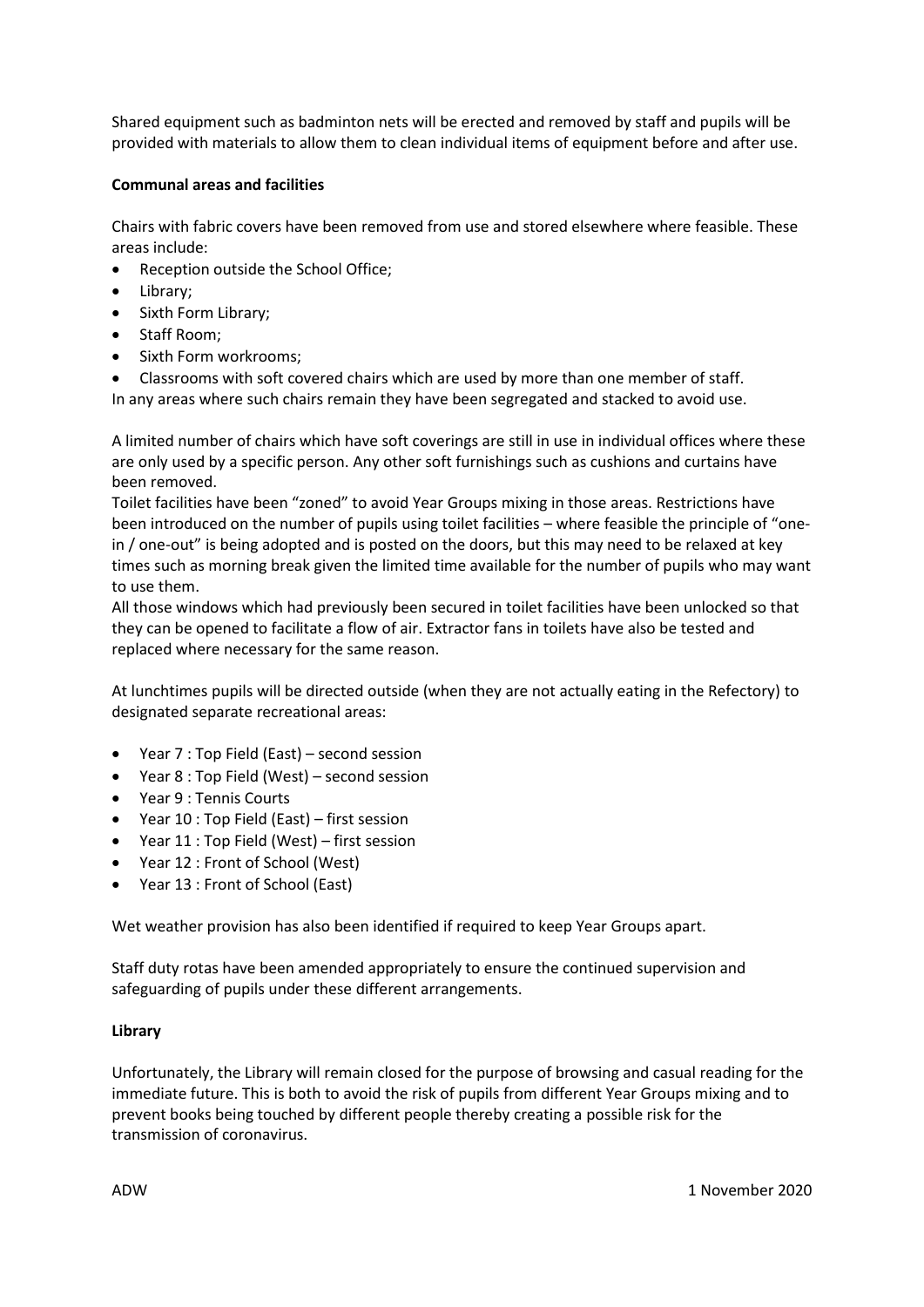Shared equipment such as badminton nets will be erected and removed by staff and pupils will be provided with materials to allow them to clean individual items of equipment before and after use.

**Communal areas and facilities**

Chairs with fabric covers have been removed from use and stored elsewhere where feasible. These areas include:

- Reception outside the School Office;
- Library;
- Sixth Form Library;
- Staff Room;
- Sixth Form workrooms;
- Classrooms with soft covered chairs which are used by more than one member of staff.

In any areas where such chairs remain they have been segregated and stacked to avoid use.

A limited number of chairs which have soft coverings are still in use in individual offices where these are only used by a specific person. Any other soft furnishings such as cushions and curtains have been removed.

Toilet facilities have been "zoned" to avoid Year Groups mixing in those areas. Restrictions have been introduced on the number of pupils using toilet facilities – where feasible the principle of "one-in / one-out" is being adopted and is posted on the doors, but this may need to be relaxed at key times such as morning break given the limited time available for the number of pupils who may want to use them.

All those windows which had previously been secured in toilet facilities have been unlocked so that they can be opened to facilitate a flow of air. Extractor fans in toilets have also be tested and replaced where necessary for the same reason.

At lunchtimes pupils will be directed outside (when they are not actually eating in the Refectory) to designated separate recreational areas:

- Year 7 : Top Field (East) – second session
- Year 8 : Top Field (West) – second session
- Year 9 : Tennis Courts
- Year 10 : Top Field (East) – first session
- Year 11 : Top Field (West) – first session
- Year 12 : Front of School (West)
- Year 13 : Front of School (East)

Wet weather provision has also been identified if required to keep Year Groups apart.

Staff duty rotas have been amended appropriately to ensure the continued supervision and safeguarding of pupils under these different arrangements.

**Library**

Unfortunately, the Library will remain closed for the purpose of browsing and casual reading for the immediate future. This is both to avoid the risk of pupils from different Year Groups mixing and to prevent books being touched by different people thereby creating a possible risk for the transmission of coronavirus.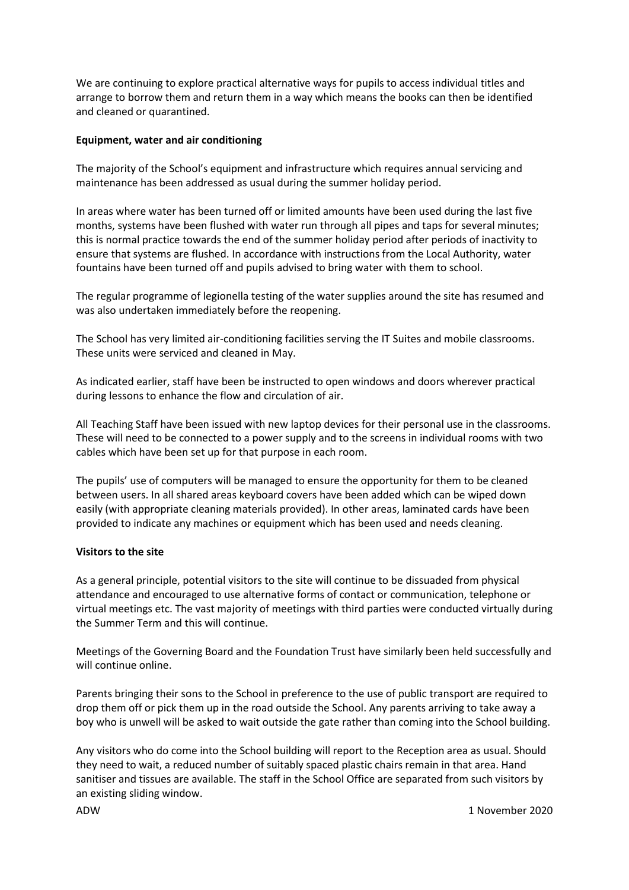We are continuing to explore practical alternative ways for pupils to access individual titles and arrange to borrow them and return them in a way which means the books can then be identified and cleaned or quarantined.

**Equipment, water and air conditioning**

The majority of the School's equipment and infrastructure which requires annual servicing and maintenance has been addressed as usual during the summer holiday period.

In areas where water has been turned off or limited amounts have been used during the last five months, systems have been flushed with water run through all pipes and taps for several minutes; this is normal practice towards the end of the summer holiday period after periods of inactivity to ensure that systems are flushed. In accordance with instructions from the Local Authority, water fountains have been turned off and pupils advised to bring water with them to school.

The regular programme of legionella testing of the water supplies around the site has resumed and was also undertaken immediately before the reopening.

The School has very limited air-conditioning facilities serving the IT Suites and mobile classrooms. These units were serviced and cleaned in May.

As indicated earlier, staff have been be instructed to open windows and doors wherever practical during lessons to enhance the flow and circulation of air.

All Teaching Staff have been issued with new laptop devices for their personal use in the classrooms. These will need to be connected to a power supply and to the screens in individual rooms with two cables which have been set up for that purpose in each room.

The pupils' use of computers will be managed to ensure the opportunity for them to be cleaned between users. In all shared areas keyboard covers have been added which can be wiped down easily (with appropriate cleaning materials provided). In other areas, laminated cards have been provided to indicate any machines or equipment which has been used and needs cleaning.

**Visitors to the site**

As a general principle, potential visitors to the site will continue to be dissuaded from physical attendance and encouraged to use alternative forms of contact or communication, telephone or virtual meetings etc. The vast majority of meetings with third parties were conducted virtually during the Summer Term and this will continue.

Meetings of the Governing Board and the Foundation Trust have similarly been held successfully and will continue online.

Parents bringing their sons to the School in preference to the use of public transport are required to drop them off or pick them up in the road outside the School. Any parents arriving to take away a boy who is unwell will be asked to wait outside the gate rather than coming into the School building.

Any visitors who do come into the School building will report to the Reception area as usual. Should they need to wait, a reduced number of suitably spaced plastic chairs remain in that area. Hand sanitiser and tissues are available. The staff in the School Office are separated from such visitors by an existing sliding window.

ADW 1 November 2020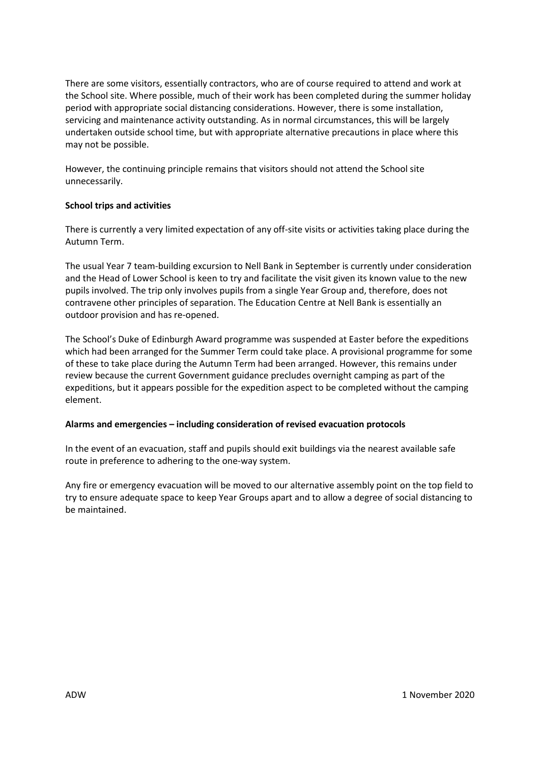There are some visitors, essentially contractors, who are of course required to attend and work at the School site. Where possible, much of their work has been completed during the summer holiday period with appropriate social distancing considerations. However, there is some installation, servicing and maintenance activity outstanding. As in normal circumstances, this will be largely undertaken outside school time, but with appropriate alternative precautions in place where this may not be possible.

However, the continuing principle remains that visitors should not attend the School site unnecessarily.

**School trips and activities**

There is currently a very limited expectation of any off-site visits or activities taking place during the Autumn Term.

The usual Year 7 team-building excursion to Nell Bank in September is currently under consideration and the Head of Lower School is keen to try and facilitate the visit given its known value to the new pupils involved. The trip only involves pupils from a single Year Group and, therefore, does not contravene other principles of separation. The Education Centre at Nell Bank is essentially an outdoor provision and has re-opened.

The School's Duke of Edinburgh Award programme was suspended at Easter before the expeditions which had been arranged for the Summer Term could take place. A provisional programme for some of these to take place during the Autumn Term had been arranged. However, this remains under review because the current Government guidance precludes overnight camping as part of the expeditions, but it appears possible for the expedition aspect to be completed without the camping element.

**Alarms and emergencies – including consideration of revised evacuation protocols**

In the event of an evacuation, staff and pupils should exit buildings via the nearest available safe route in preference to adhering to the one-way system.

Any fire or emergency evacuation will be moved to our alternative assembly point on the top field to try to ensure adequate space to keep Year Groups apart and to allow a degree of social distancing to be maintained.

ADW 1 November 2020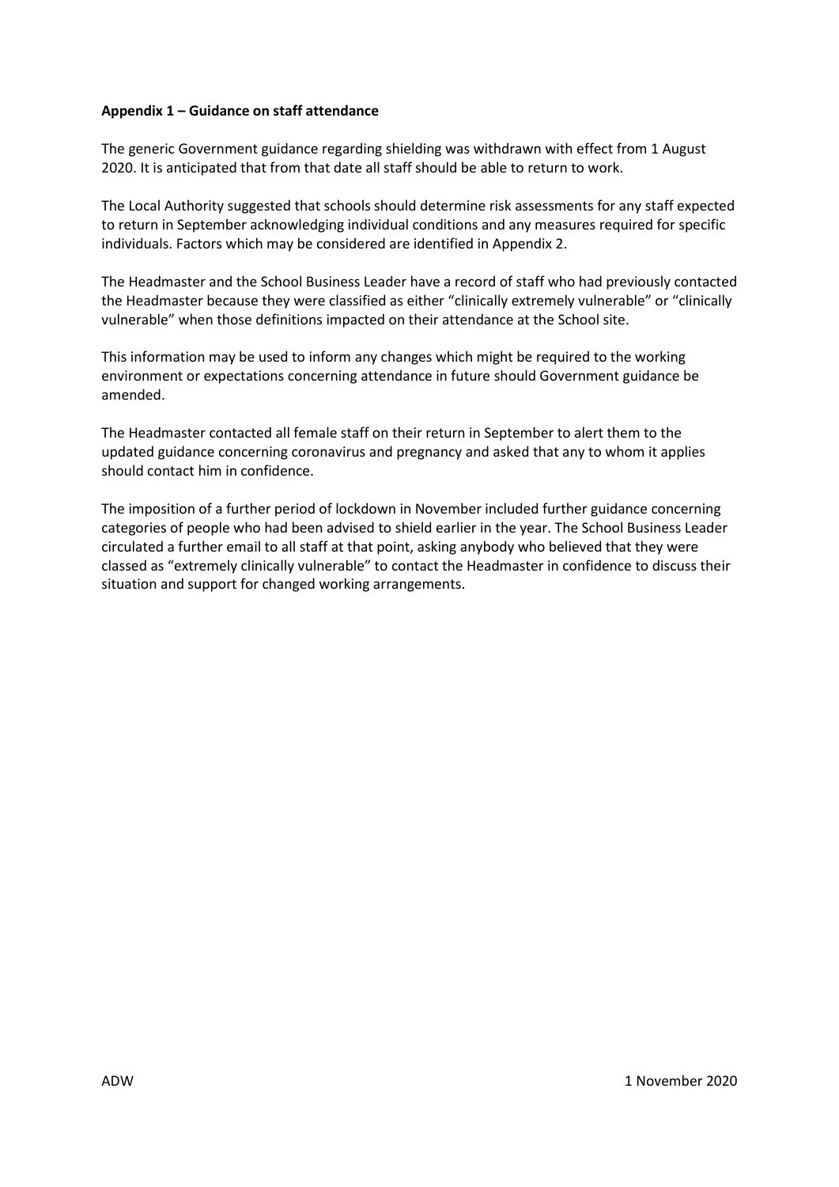**Appendix 1 – Guidance on staff attendance**

The generic Government guidance regarding shielding was withdrawn with effect from 1 August 2020. It is anticipated that from that date all staff should be able to return to work.

The Local Authority suggested that schools should determine risk assessments for any staff expected to return in September acknowledging individual conditions and any measures required for specific individuals. Factors which may be considered are identified in Appendix 2.

The Headmaster and the School Business Leader have a record of staff who had previously contacted the Headmaster because they were classified as either "clinically extremely vulnerable" or "clinically vulnerable" when those definitions impacted on their attendance at the School site.

This information may be used to inform any changes which might be required to the working environment or expectations concerning attendance in future should Government guidance be amended.

The Headmaster contacted all female staff on their return in September to alert them to the updated guidance concerning coronavirus and pregnancy and asked that any to whom it applies should contact him in confidence.

The imposition of a further period of lockdown in November included further guidance concerning categories of people who had been advised to shield earlier in the year. The School Business Leader circulated a further email to all staff at that point, asking anybody who believed that they were classed as "extremely clinically vulnerable" to contact the Headmaster in confidence to discuss their situation and support for changed working arrangements.

ADW 1 November 2020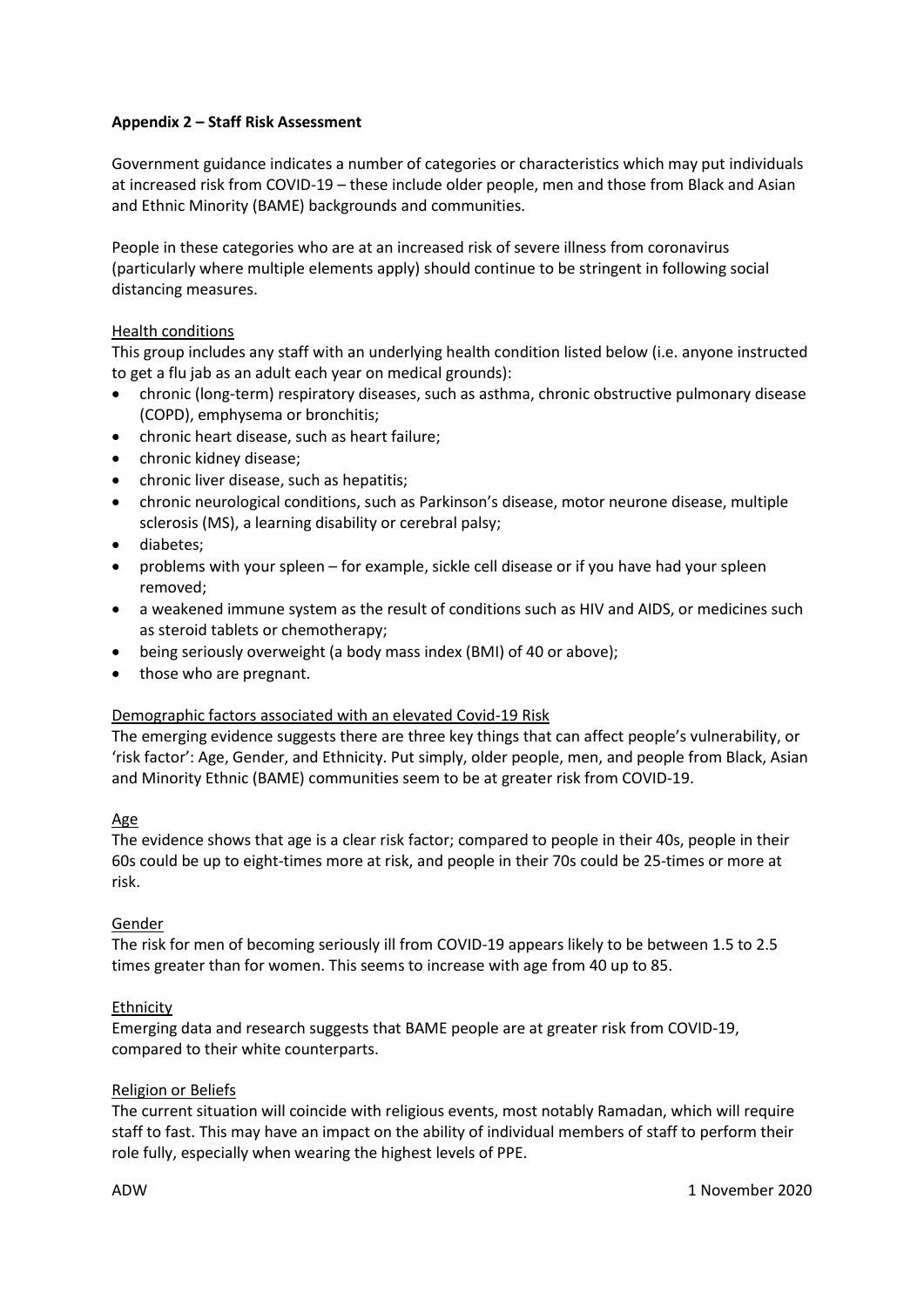**Appendix 2 – Staff Risk Assessment**

Government guidance indicates a number of categories or characteristics which may put individuals at increased risk from COVID-19 – these include older people, men and those from Black and Asian and Ethnic Minority (BAME) backgrounds and communities.

People in these categories who are at an increased risk of severe illness from coronavirus (particularly where multiple elements apply) should continue to be stringent in following social distancing measures.

Health conditions

This group includes any staff with an underlying health condition listed below (i.e. anyone instructed to get a flu jab as an adult each year on medical grounds):

- chronic (long-term) respiratory diseases, such as asthma, chronic obstructive pulmonary disease (COPD), emphysema or bronchitis;
- chronic heart disease, such as heart failure;
- chronic kidney disease;
- chronic liver disease, such as hepatitis;
- chronic neurological conditions, such as Parkinson's disease, motor neurone disease, multiple sclerosis (MS), a learning disability or cerebral palsy;
- diabetes;
- problems with your spleen – for example, sickle cell disease or if you have had your spleen removed;
- a weakened immune system as the result of conditions such as HIV and AIDS, or medicines such as steroid tablets or chemotherapy;
- being seriously overweight (a body mass index (BMI) of 40 or above);
- those who are pregnant.

Demographic factors associated with an elevated Covid-19 Risk

The emerging evidence suggests there are three key things that can affect people's vulnerability, or 'risk factor': Age, Gender, and Ethnicity. Put simply, older people, men, and people from Black, Asian and Minority Ethnic (BAME) communities seem to be at greater risk from COVID-19.

Age

The evidence shows that age is a clear risk factor; compared to people in their 40s, people in their 60s could be up to eight-times more at risk, and people in their 70s could be 25-times or more at risk.

Gender

The risk for men of becoming seriously ill from COVID-19 appears likely to be between 1.5 to 2.5 times greater than for women. This seems to increase with age from 40 up to 85.

Ethnicity

Emerging data and research suggests that BAME people are at greater risk from COVID-19, compared to their white counterparts.

Religion or Beliefs

The current situation will coincide with religious events, most notably Ramadan, which will require staff to fast. This may have an impact on the ability of individual members of staff to perform their role fully, especially when wearing the highest levels of PPE.

ADW 1 November 2020